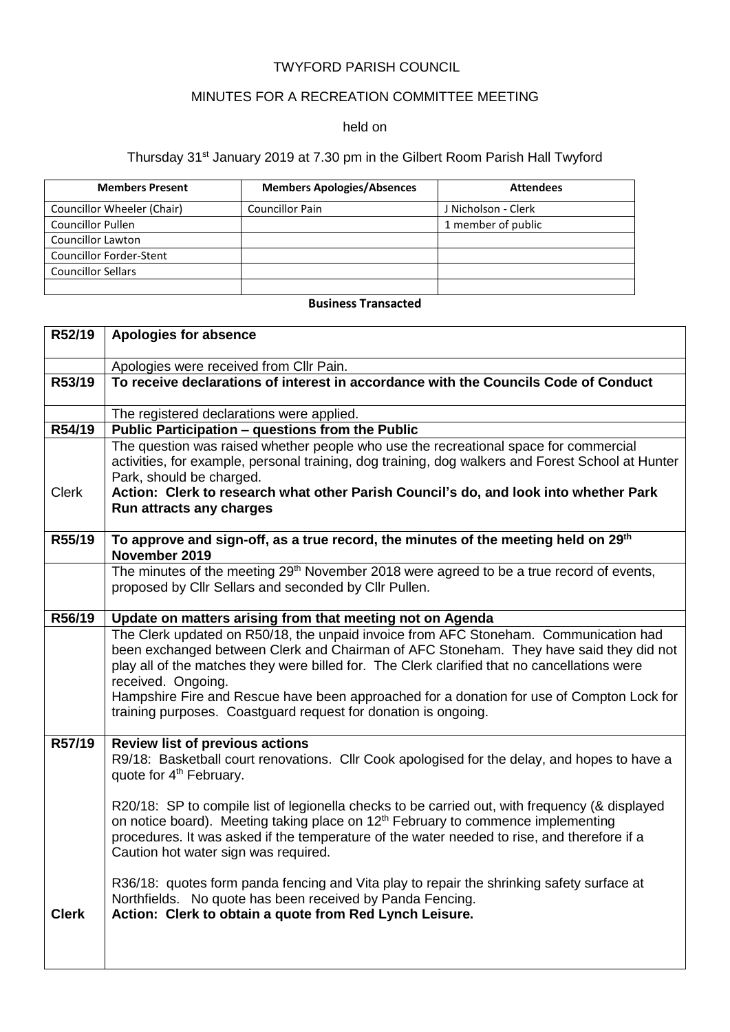TWYFORD PARISH COUNCIL

MINUTES FOR A RECREATION COMMITTEE MEETING

held on

Thursday 31st January 2019 at 7.30 pm in the Gilbert Room Parish Hall Twyford

| Members Present | Members Apologies/Absences | Attendees |
|---|---|---|
| Councillor Wheeler (Chair) | Councillor Pain | J Nicholson - Clerk |
| Councillor Pullen | | 1 member of public |
| Councillor Lawton | | |
| Councillor Forder-Stent | | |
| Councillor Sellars | | |
| | | |

**Business Transacted**

| | |
|---|---|
| **R52/19** | **Apologies for absence** |
| | Apologies were received from Cllr Pain. |
| **R53/19** | **To receive declarations of interest in accordance with the Councils Code of Conduct** |
| | The registered declarations were applied. |
| **R54/19** | **Public Participation – questions from the Public** |
| Clerk | The question was raised whether people who use the recreational space for commercial activities, for example, personal training, dog training, dog walkers and Forest School at Hunter Park, should be charged. **Action: Clerk to research what other Parish Council's do, and look into whether Park Run attracts any charges** |
| **R55/19** | **To approve and sign-off, as a true record, the minutes of the meeting held on 29th November 2019** |
| | The minutes of the meeting 29th November 2018 were agreed to be a true record of events, proposed by Cllr Sellars and seconded by Cllr Pullen. |
| **R56/19** | **Update on matters arising from that meeting not on Agenda** |
| | The Clerk updated on R50/18, the unpaid invoice from AFC Stoneham. Communication had been exchanged between Clerk and Chairman of AFC Stoneham. They have said they did not play all of the matches they were billed for. The Clerk clarified that no cancellations were received. Ongoing. Hampshire Fire and Rescue have been approached for a donation for use of Compton Lock for training purposes. Coastguard request for donation is ongoing. |
| **R57/19** | **Review list of previous actions** R9/18: Basketball court renovations. Cllr Cook apologised for the delay, and hopes to have a quote for 4th February. R20/18: SP to compile list of legionella checks to be carried out, with frequency (& displayed on notice board). Meeting taking place on 12th February to commence implementing procedures. It was asked if the temperature of the water needed to rise, and therefore if a Caution hot water sign was required. R36/18: quotes form panda fencing and Vita play to repair the shrinking safety surface at Northfields. No quote has been received by Panda Fencing. |
| **Clerk** | **Action: Clerk to obtain a quote from Red Lynch Leisure.** |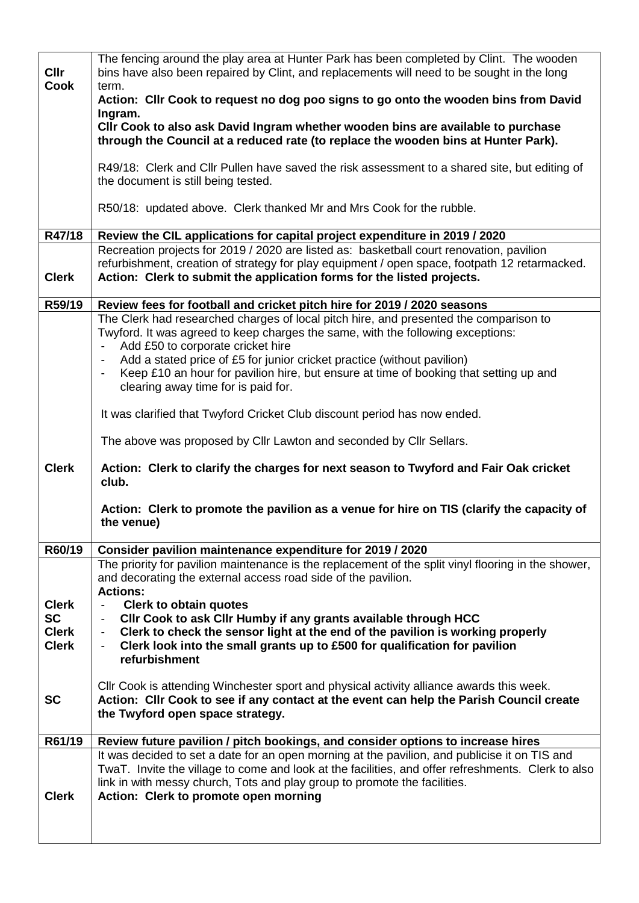| | |
|---|---|
| **Cllr Cook** | The fencing around the play area at Hunter Park has been completed by Clint. The wooden bins have also been repaired by Clint, and replacements will need to be sought in the long term.<br>**Action: Cllr Cook to request no dog poo signs to go onto the wooden bins from David Ingram.**<br>**Cllr Cook to also ask David Ingram whether wooden bins are available to purchase through the Council at a reduced rate (to replace the wooden bins at Hunter Park).**<br><br>R49/18: Clerk and Cllr Pullen have saved the risk assessment to a shared site, but editing of the document is still being tested.<br><br>R50/18: updated above. Clerk thanked Mr and Mrs Cook for the rubble. |
| **R47/18** | **Review the CIL applications for capital project expenditure in 2019 / 2020** |
| **Clerk** | Recreation projects for 2019 / 2020 are listed as: basketball court renovation, pavilion refurbishment, creation of strategy for play equipment / open space, footpath 12 retarmacked.<br>**Action: Clerk to submit the application forms for the listed projects.** |
| **R59/19** | **Review fees for football and cricket pitch hire for 2019 / 2020 seasons** |
| **Clerk** | The Clerk had researched charges of local pitch hire, and presented the comparison to Twyford. It was agreed to keep charges the same, with the following exceptions:<br>- Add £50 to corporate cricket hire<br>- Add a stated price of £5 for junior cricket practice (without pavilion)<br>- Keep £10 an hour for pavilion hire, but ensure at time of booking that setting up and clearing away time for is paid for.<br><br>It was clarified that Twyford Cricket Club discount period has now ended.<br><br>The above was proposed by Cllr Lawton and seconded by Cllr Sellars.<br><br>**Action: Clerk to clarify the charges for next season to Twyford and Fair Oak cricket club.**<br><br>**Action: Clerk to promote the pavilion as a venue for hire on TIS (clarify the capacity of the venue)** |
| **R60/19** | **Consider pavilion maintenance expenditure for 2019 / 2020** |
| **Clerk**<br>**SC**<br>**Clerk**<br>**Clerk**<br><br><br>**SC** | The priority for pavilion maintenance is the replacement of the split vinyl flooring in the shower, and decorating the external access road side of the pavilion.<br>**Actions:**<br>- **Clerk to obtain quotes**<br>- **Cllr Cook to ask Cllr Humby if any grants available through HCC**<br>- **Clerk to check the sensor light at the end of the pavilion is working properly**<br>- **Clerk look into the small grants up to £500 for qualification for pavilion refurbishment**<br><br>Cllr Cook is attending Winchester sport and physical activity alliance awards this week.<br>**Action: Cllr Cook to see if any contact at the event can help the Parish Council create the Twyford open space strategy.** |
| **R61/19** | **Review future pavilion / pitch bookings, and consider options to increase hires** |
| **Clerk** | It was decided to set a date for an open morning at the pavilion, and publicise it on TIS and TwaT. Invite the village to come and look at the facilities, and offer refreshments. Clerk to also link in with messy church, Tots and play group to promote the facilities.<br>**Action: Clerk to promote open morning** |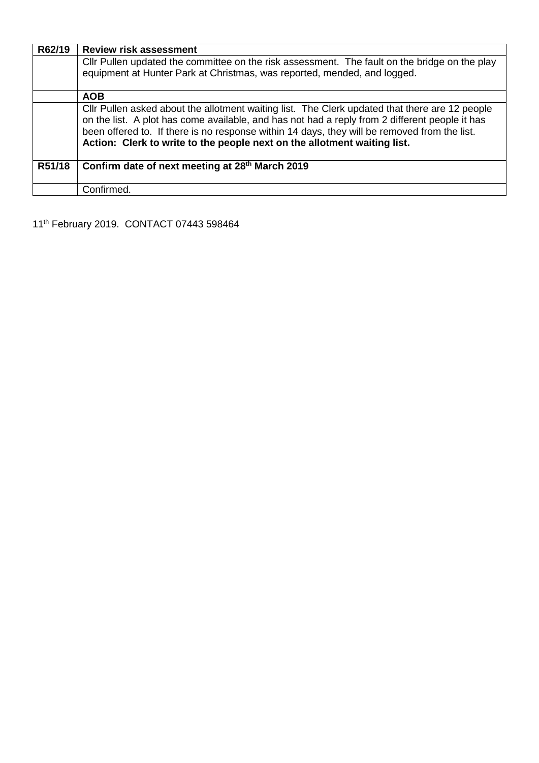| | |
|---|---|
| **R62/19** | **Review risk assessment** |
| | Cllr Pullen updated the committee on the risk assessment. The fault on the bridge on the play equipment at Hunter Park at Christmas, was reported, mended, and logged. |
| | **AOB** |
| | Cllr Pullen asked about the allotment waiting list. The Clerk updated that there are 12 people on the list. A plot has come available, and has not had a reply from 2 different people it has been offered to. If there is no response within 14 days, they will be removed from the list. **Action: Clerk to write to the people next on the allotment waiting list.** |
| **R51/18** | **Confirm date of next meeting at 28th March 2019** |
| | Confirmed. |

11th February 2019. CONTACT 07443 598464